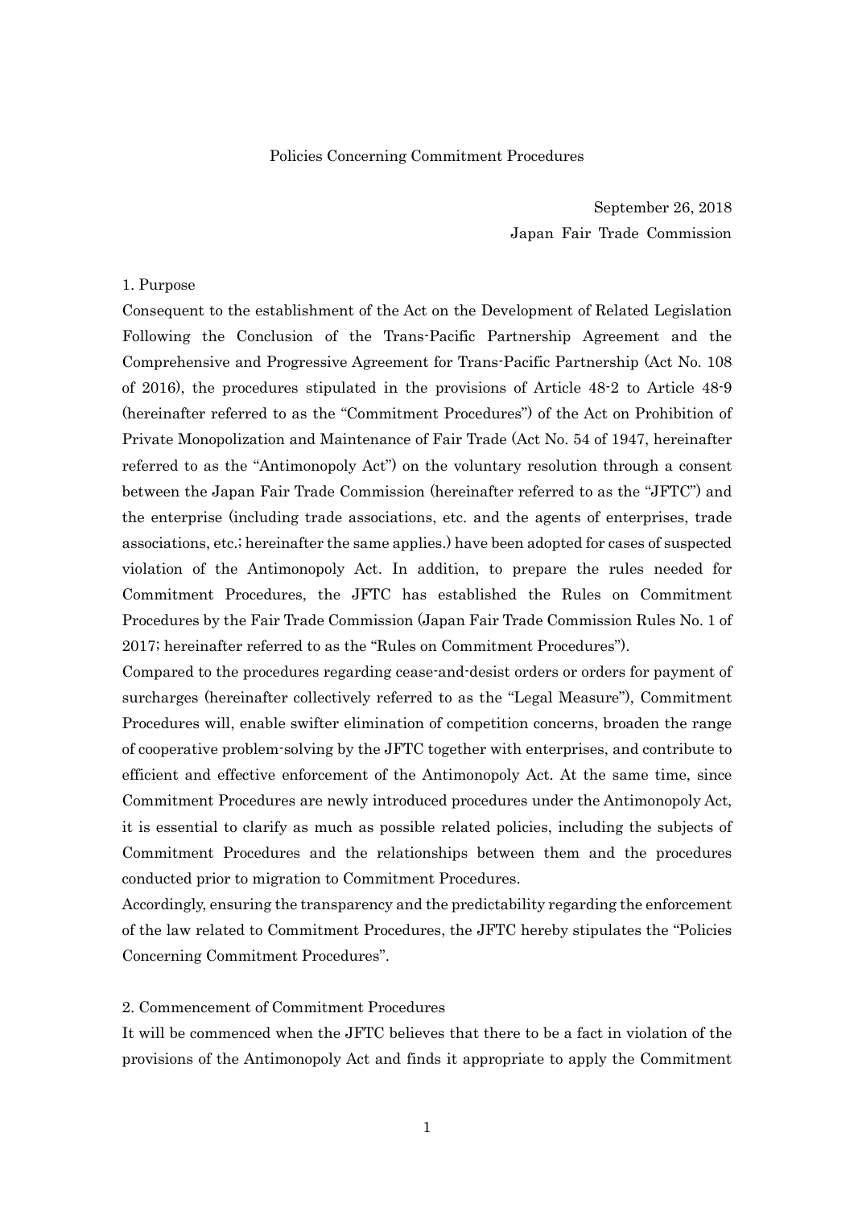# Policies Concerning Commitment Procedures

September 26, 2018
Japan Fair Trade Commission

## 1. Purpose

Consequent to the establishment of the Act on the Development of Related Legislation Following the Conclusion of the Trans-Pacific Partnership Agreement and the Comprehensive and Progressive Agreement for Trans-Pacific Partnership (Act No. 108 of 2016), the procedures stipulated in the provisions of Article 48-2 to Article 48-9 (hereinafter referred to as the "Commitment Procedures") of the Act on Prohibition of Private Monopolization and Maintenance of Fair Trade (Act No. 54 of 1947, hereinafter referred to as the "Antimonopoly Act") on the voluntary resolution through a consent between the Japan Fair Trade Commission (hereinafter referred to as the "JFTC") and the enterprise (including trade associations, etc. and the agents of enterprises, trade associations, etc.; hereinafter the same applies.) have been adopted for cases of suspected violation of the Antimonopoly Act. In addition, to prepare the rules needed for Commitment Procedures, the JFTC has established the Rules on Commitment Procedures by the Fair Trade Commission (Japan Fair Trade Commission Rules No. 1 of 2017; hereinafter referred to as the "Rules on Commitment Procedures").

Compared to the procedures regarding cease-and-desist orders or orders for payment of surcharges (hereinafter collectively referred to as the "Legal Measure"), Commitment Procedures will, enable swifter elimination of competition concerns, broaden the range of cooperative problem-solving by the JFTC together with enterprises, and contribute to efficient and effective enforcement of the Antimonopoly Act. At the same time, since Commitment Procedures are newly introduced procedures under the Antimonopoly Act, it is essential to clarify as much as possible related policies, including the subjects of Commitment Procedures and the relationships between them and the procedures conducted prior to migration to Commitment Procedures.

Accordingly, ensuring the transparency and the predictability regarding the enforcement of the law related to Commitment Procedures, the JFTC hereby stipulates the "Policies Concerning Commitment Procedures".

## 2. Commencement of Commitment Procedures

It will be commenced when the JFTC believes that there to be a fact in violation of the provisions of the Antimonopoly Act and finds it appropriate to apply the Commitment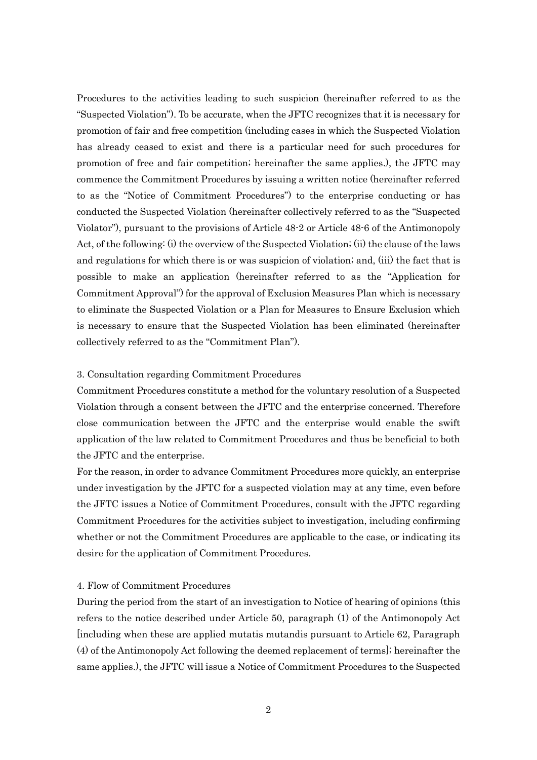Procedures to the activities leading to such suspicion (hereinafter referred to as the "Suspected Violation"). To be accurate, when the JFTC recognizes that it is necessary for promotion of fair and free competition (including cases in which the Suspected Violation has already ceased to exist and there is a particular need for such procedures for promotion of free and fair competition; hereinafter the same applies.), the JFTC may commence the Commitment Procedures by issuing a written notice (hereinafter referred to as the "Notice of Commitment Procedures") to the enterprise conducting or has conducted the Suspected Violation (hereinafter collectively referred to as the "Suspected Violator"), pursuant to the provisions of Article 48-2 or Article 48-6 of the Antimonopoly Act, of the following: (i) the overview of the Suspected Violation; (ii) the clause of the laws and regulations for which there is or was suspicion of violation; and, (iii) the fact that is possible to make an application (hereinafter referred to as the "Application for Commitment Approval") for the approval of Exclusion Measures Plan which is necessary to eliminate the Suspected Violation or a Plan for Measures to Ensure Exclusion which is necessary to ensure that the Suspected Violation has been eliminated (hereinafter collectively referred to as the "Commitment Plan").

3. Consultation regarding Commitment Procedures

Commitment Procedures constitute a method for the voluntary resolution of a Suspected Violation through a consent between the JFTC and the enterprise concerned. Therefore close communication between the JFTC and the enterprise would enable the swift application of the law related to Commitment Procedures and thus be beneficial to both the JFTC and the enterprise.

For the reason, in order to advance Commitment Procedures more quickly, an enterprise under investigation by the JFTC for a suspected violation may at any time, even before the JFTC issues a Notice of Commitment Procedures, consult with the JFTC regarding Commitment Procedures for the activities subject to investigation, including confirming whether or not the Commitment Procedures are applicable to the case, or indicating its desire for the application of Commitment Procedures.

4. Flow of Commitment Procedures

During the period from the start of an investigation to Notice of hearing of opinions (this refers to the notice described under Article 50, paragraph (1) of the Antimonopoly Act [including when these are applied mutatis mutandis pursuant to Article 62, Paragraph (4) of the Antimonopoly Act following the deemed replacement of terms]; hereinafter the same applies.), the JFTC will issue a Notice of Commitment Procedures to the Suspected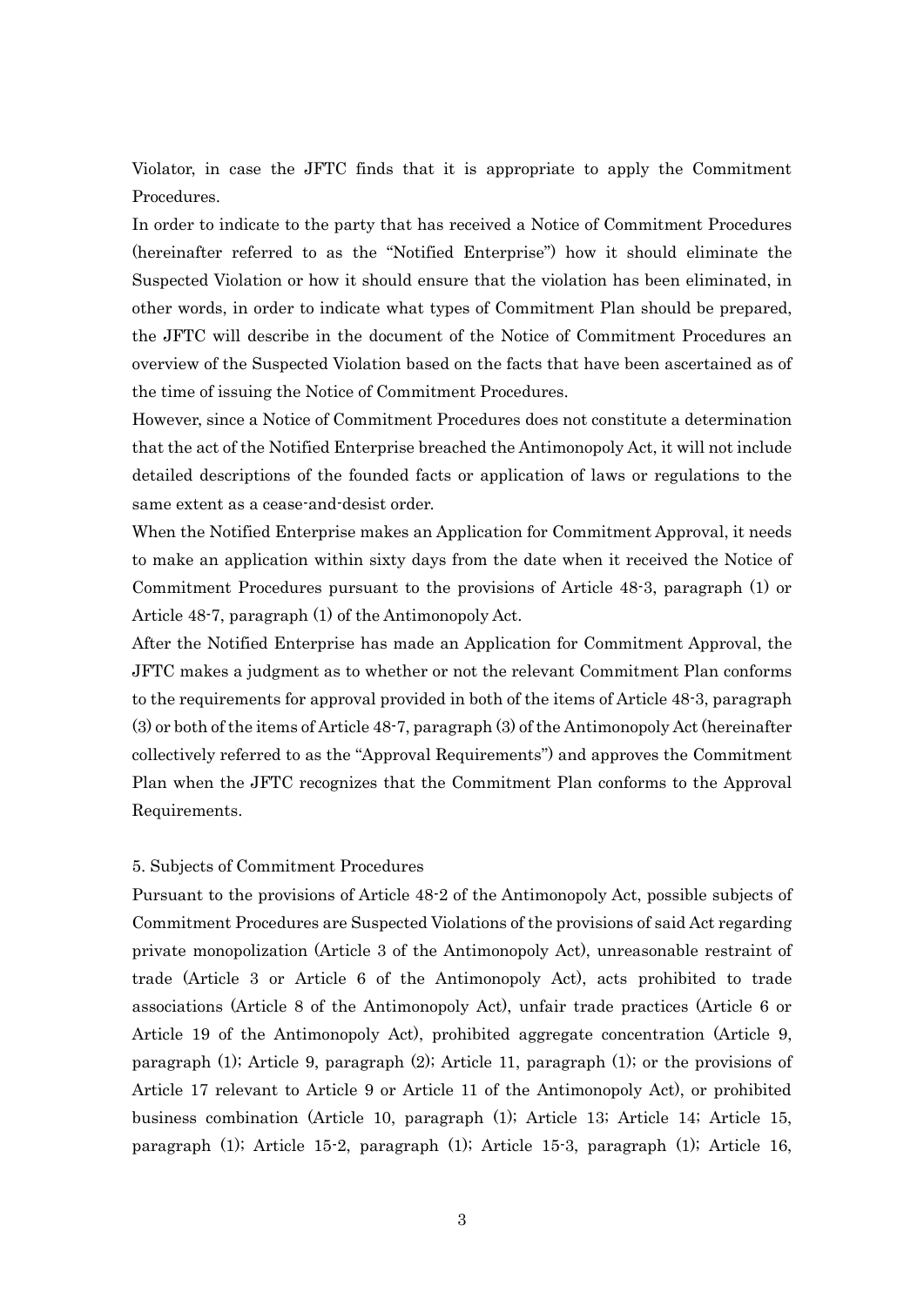Violator, in case the JFTC finds that it is appropriate to apply the Commitment Procedures.

In order to indicate to the party that has received a Notice of Commitment Procedures (hereinafter referred to as the "Notified Enterprise") how it should eliminate the Suspected Violation or how it should ensure that the violation has been eliminated, in other words, in order to indicate what types of Commitment Plan should be prepared, the JFTC will describe in the document of the Notice of Commitment Procedures an overview of the Suspected Violation based on the facts that have been ascertained as of the time of issuing the Notice of Commitment Procedures.

However, since a Notice of Commitment Procedures does not constitute a determination that the act of the Notified Enterprise breached the Antimonopoly Act, it will not include detailed descriptions of the founded facts or application of laws or regulations to the same extent as a cease-and-desist order.

When the Notified Enterprise makes an Application for Commitment Approval, it needs to make an application within sixty days from the date when it received the Notice of Commitment Procedures pursuant to the provisions of Article 48-3, paragraph (1) or Article 48-7, paragraph (1) of the Antimonopoly Act.

After the Notified Enterprise has made an Application for Commitment Approval, the JFTC makes a judgment as to whether or not the relevant Commitment Plan conforms to the requirements for approval provided in both of the items of Article 48-3, paragraph (3) or both of the items of Article 48-7, paragraph (3) of the Antimonopoly Act (hereinafter collectively referred to as the "Approval Requirements") and approves the Commitment Plan when the JFTC recognizes that the Commitment Plan conforms to the Approval Requirements.

5. Subjects of Commitment Procedures

Pursuant to the provisions of Article 48-2 of the Antimonopoly Act, possible subjects of Commitment Procedures are Suspected Violations of the provisions of said Act regarding private monopolization (Article 3 of the Antimonopoly Act), unreasonable restraint of trade (Article 3 or Article 6 of the Antimonopoly Act), acts prohibited to trade associations (Article 8 of the Antimonopoly Act), unfair trade practices (Article 6 or Article 19 of the Antimonopoly Act), prohibited aggregate concentration (Article 9, paragraph (1); Article 9, paragraph (2); Article 11, paragraph (1); or the provisions of Article 17 relevant to Article 9 or Article 11 of the Antimonopoly Act), or prohibited business combination (Article 10, paragraph (1); Article 13; Article 14; Article 15, paragraph (1); Article 15-2, paragraph (1); Article 15-3, paragraph (1); Article 16,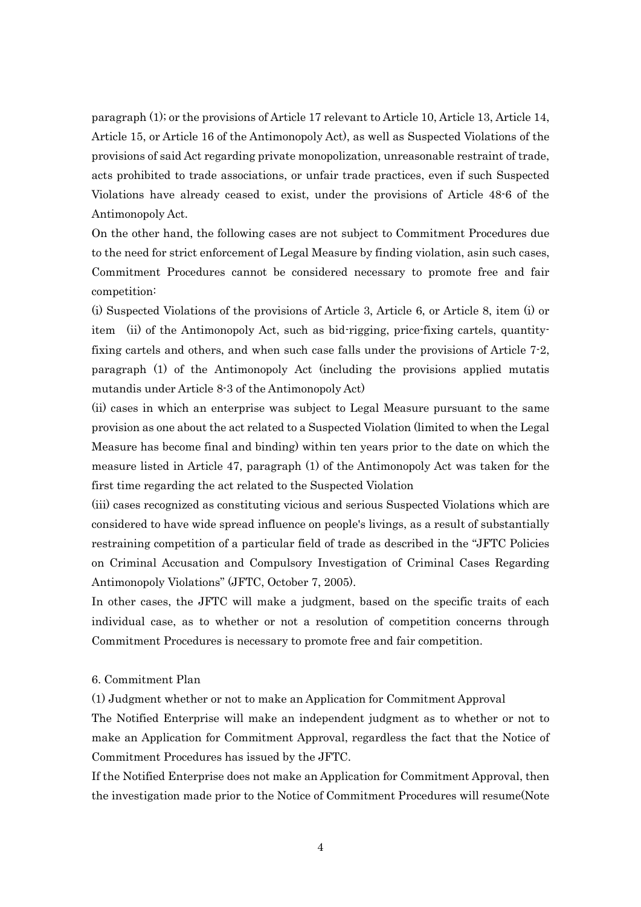paragraph (1); or the provisions of Article 17 relevant to Article 10, Article 13, Article 14, Article 15, or Article 16 of the Antimonopoly Act), as well as Suspected Violations of the provisions of said Act regarding private monopolization, unreasonable restraint of trade, acts prohibited to trade associations, or unfair trade practices, even if such Suspected Violations have already ceased to exist, under the provisions of Article 48-6 of the Antimonopoly Act.

On the other hand, the following cases are not subject to Commitment Procedures due to the need for strict enforcement of Legal Measure by finding violation, asin such cases, Commitment Procedures cannot be considered necessary to promote free and fair competition:

(i) Suspected Violations of the provisions of Article 3, Article 6, or Article 8, item (i) or item (ii) of the Antimonopoly Act, such as bid-rigging, price-fixing cartels, quantity-fixing cartels and others, and when such case falls under the provisions of Article 7-2, paragraph (1) of the Antimonopoly Act (including the provisions applied mutatis mutandis under Article 8-3 of the Antimonopoly Act)

(ii) cases in which an enterprise was subject to Legal Measure pursuant to the same provision as one about the act related to a Suspected Violation (limited to when the Legal Measure has become final and binding) within ten years prior to the date on which the measure listed in Article 47, paragraph (1) of the Antimonopoly Act was taken for the first time regarding the act related to the Suspected Violation

(iii) cases recognized as constituting vicious and serious Suspected Violations which are considered to have wide spread influence on people's livings, as a result of substantially restraining competition of a particular field of trade as described in the "JFTC Policies on Criminal Accusation and Compulsory Investigation of Criminal Cases Regarding Antimonopoly Violations" (JFTC, October 7, 2005).

In other cases, the JFTC will make a judgment, based on the specific traits of each individual case, as to whether or not a resolution of competition concerns through Commitment Procedures is necessary to promote free and fair competition.

## 6. Commitment Plan

### (1) Judgment whether or not to make an Application for Commitment Approval

The Notified Enterprise will make an independent judgment as to whether or not to make an Application for Commitment Approval, regardless the fact that the Notice of Commitment Procedures has issued by the JFTC.

If the Notified Enterprise does not make an Application for Commitment Approval, then the investigation made prior to the Notice of Commitment Procedures will resume(Note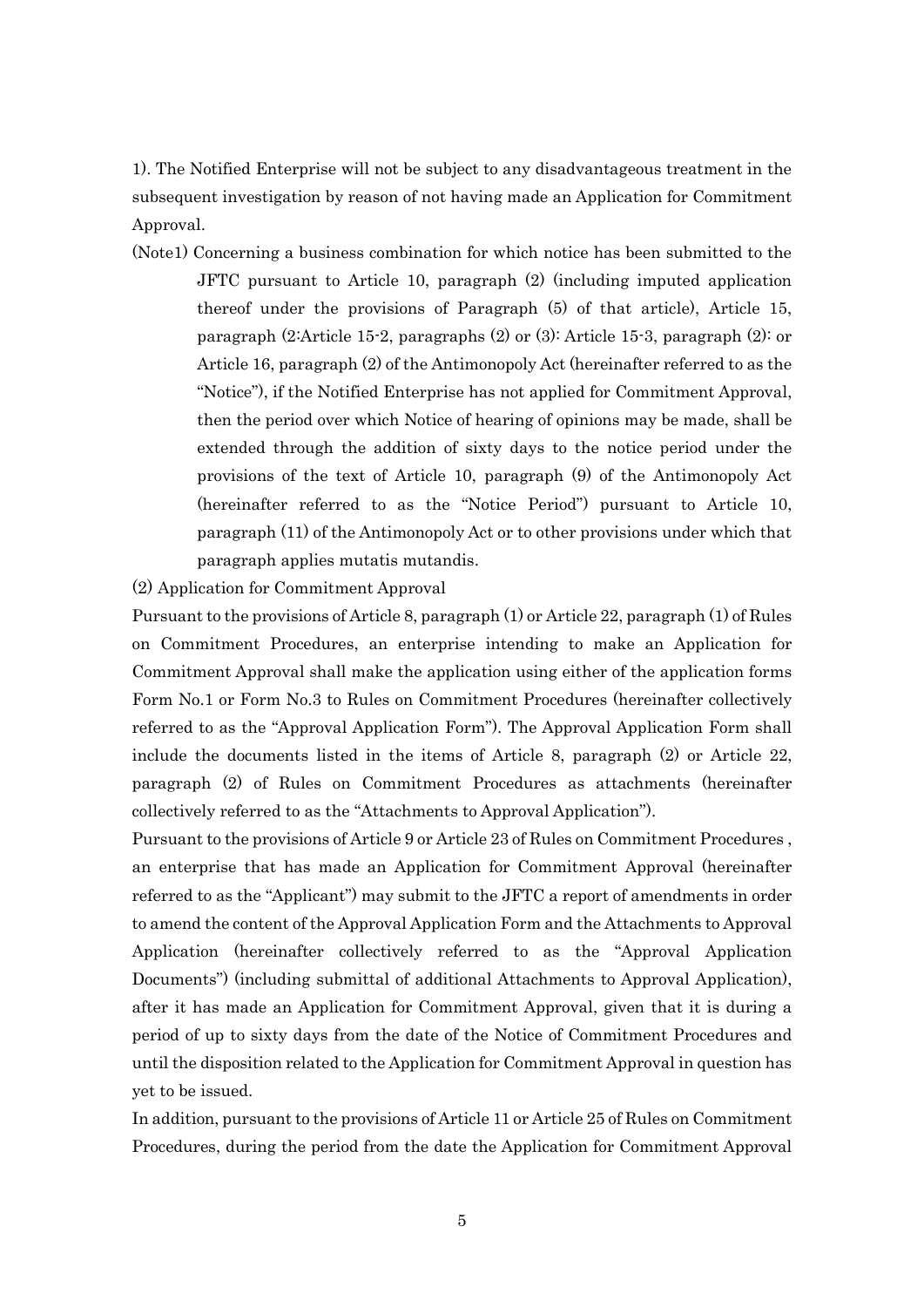1). The Notified Enterprise will not be subject to any disadvantageous treatment in the subsequent investigation by reason of not having made an Application for Commitment Approval.

(Note1) Concerning a business combination for which notice has been submitted to the JFTC pursuant to Article 10, paragraph (2) (including imputed application thereof under the provisions of Paragraph (5) of that article), Article 15, paragraph (2:Article 15-2, paragraphs (2) or (3): Article 15-3, paragraph (2): or Article 16, paragraph (2) of the Antimonopoly Act (hereinafter referred to as the "Notice"), if the Notified Enterprise has not applied for Commitment Approval, then the period over which Notice of hearing of opinions may be made, shall be extended through the addition of sixty days to the notice period under the provisions of the text of Article 10, paragraph (9) of the Antimonopoly Act (hereinafter referred to as the "Notice Period") pursuant to Article 10, paragraph (11) of the Antimonopoly Act or to other provisions under which that paragraph applies mutatis mutandis.

(2) Application for Commitment Approval

Pursuant to the provisions of Article 8, paragraph (1) or Article 22, paragraph (1) of Rules on Commitment Procedures, an enterprise intending to make an Application for Commitment Approval shall make the application using either of the application forms Form No.1 or Form No.3 to Rules on Commitment Procedures (hereinafter collectively referred to as the "Approval Application Form"). The Approval Application Form shall include the documents listed in the items of Article 8, paragraph (2) or Article 22, paragraph (2) of Rules on Commitment Procedures as attachments (hereinafter collectively referred to as the "Attachments to Approval Application").

Pursuant to the provisions of Article 9 or Article 23 of Rules on Commitment Procedures , an enterprise that has made an Application for Commitment Approval (hereinafter referred to as the "Applicant") may submit to the JFTC a report of amendments in order to amend the content of the Approval Application Form and the Attachments to Approval Application (hereinafter collectively referred to as the "Approval Application Documents") (including submittal of additional Attachments to Approval Application), after it has made an Application for Commitment Approval, given that it is during a period of up to sixty days from the date of the Notice of Commitment Procedures and until the disposition related to the Application for Commitment Approval in question has yet to be issued.

In addition, pursuant to the provisions of Article 11 or Article 25 of Rules on Commitment Procedures, during the period from the date the Application for Commitment Approval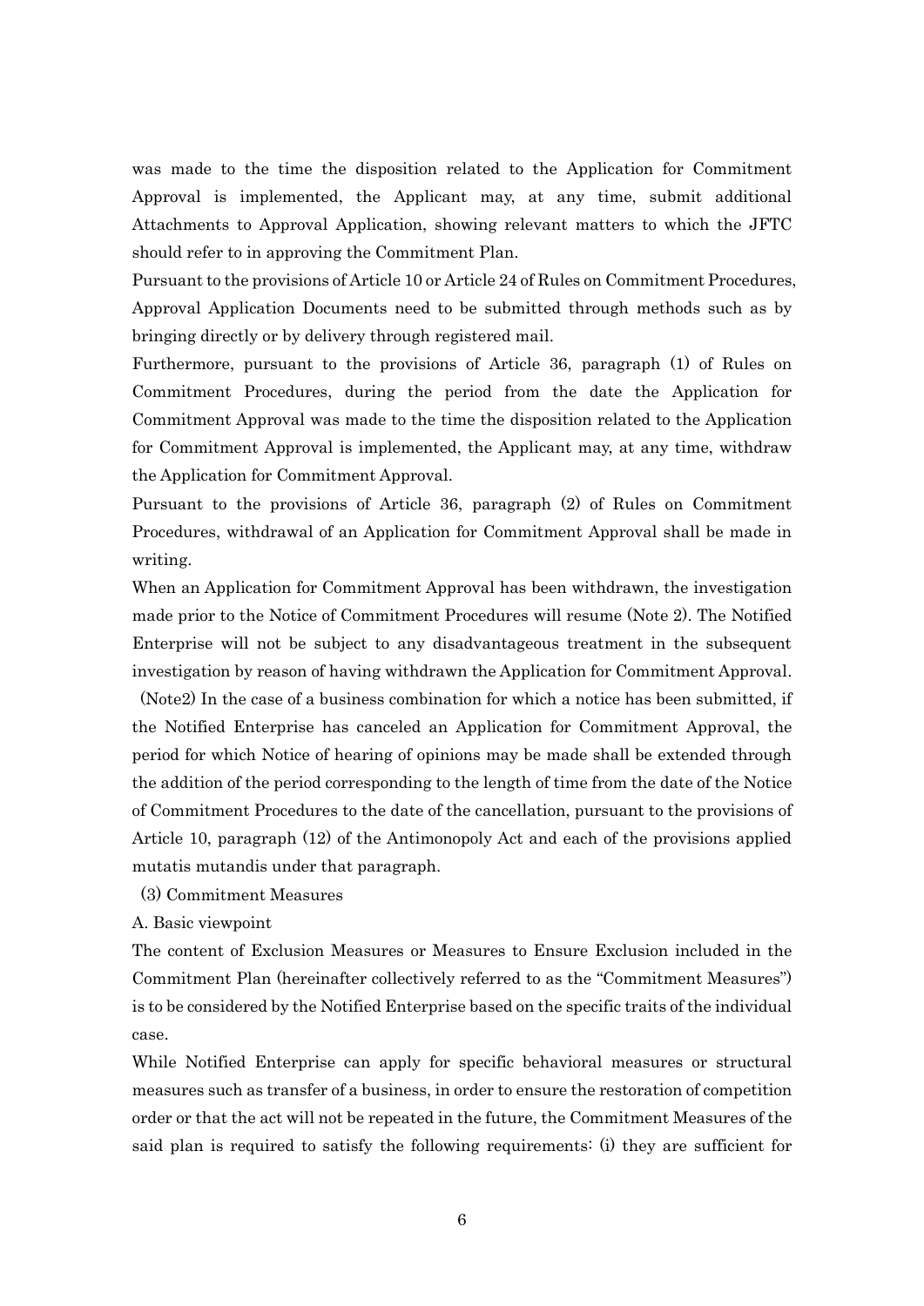was made to the time the disposition related to the Application for Commitment Approval is implemented, the Applicant may, at any time, submit additional Attachments to Approval Application, showing relevant matters to which the JFTC should refer to in approving the Commitment Plan.

Pursuant to the provisions of Article 10 or Article 24 of Rules on Commitment Procedures, Approval Application Documents need to be submitted through methods such as by bringing directly or by delivery through registered mail.

Furthermore, pursuant to the provisions of Article 36, paragraph (1) of Rules on Commitment Procedures, during the period from the date the Application for Commitment Approval was made to the time the disposition related to the Application for Commitment Approval is implemented, the Applicant may, at any time, withdraw the Application for Commitment Approval.

Pursuant to the provisions of Article 36, paragraph (2) of Rules on Commitment Procedures, withdrawal of an Application for Commitment Approval shall be made in writing.

When an Application for Commitment Approval has been withdrawn, the investigation made prior to the Notice of Commitment Procedures will resume (Note 2). The Notified Enterprise will not be subject to any disadvantageous treatment in the subsequent investigation by reason of having withdrawn the Application for Commitment Approval.

(Note2) In the case of a business combination for which a notice has been submitted, if the Notified Enterprise has canceled an Application for Commitment Approval, the period for which Notice of hearing of opinions may be made shall be extended through the addition of the period corresponding to the length of time from the date of the Notice of Commitment Procedures to the date of the cancellation, pursuant to the provisions of Article 10, paragraph (12) of the Antimonopoly Act and each of the provisions applied mutatis mutandis under that paragraph.

(3) Commitment Measures

A. Basic viewpoint

The content of Exclusion Measures or Measures to Ensure Exclusion included in the Commitment Plan (hereinafter collectively referred to as the "Commitment Measures") is to be considered by the Notified Enterprise based on the specific traits of the individual case.

While Notified Enterprise can apply for specific behavioral measures or structural measures such as transfer of a business, in order to ensure the restoration of competition order or that the act will not be repeated in the future, the Commitment Measures of the said plan is required to satisfy the following requirements: (i) they are sufficient for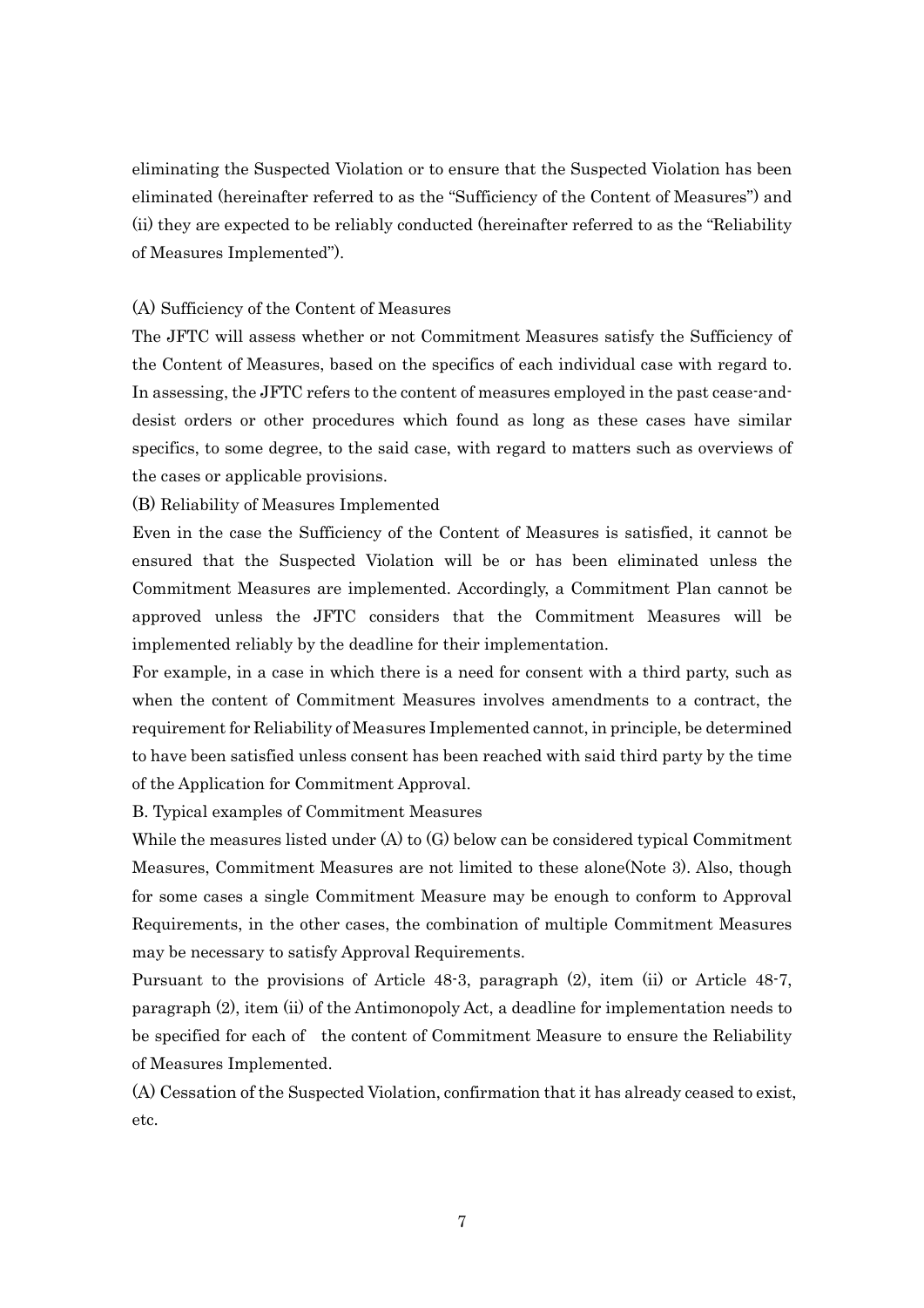eliminating the Suspected Violation or to ensure that the Suspected Violation has been eliminated (hereinafter referred to as the "Sufficiency of the Content of Measures") and (ii) they are expected to be reliably conducted (hereinafter referred to as the "Reliability of Measures Implemented").

(A) Sufficiency of the Content of Measures

The JFTC will assess whether or not Commitment Measures satisfy the Sufficiency of the Content of Measures, based on the specifics of each individual case with regard to. In assessing, the JFTC refers to the content of measures employed in the past cease-and-desist orders or other procedures which found as long as these cases have similar specifics, to some degree, to the said case, with regard to matters such as overviews of the cases or applicable provisions.

(B) Reliability of Measures Implemented

Even in the case the Sufficiency of the Content of Measures is satisfied, it cannot be ensured that the Suspected Violation will be or has been eliminated unless the Commitment Measures are implemented. Accordingly, a Commitment Plan cannot be approved unless the JFTC considers that the Commitment Measures will be implemented reliably by the deadline for their implementation.

For example, in a case in which there is a need for consent with a third party, such as when the content of Commitment Measures involves amendments to a contract, the requirement for Reliability of Measures Implemented cannot, in principle, be determined to have been satisfied unless consent has been reached with said third party by the time of the Application for Commitment Approval.

B. Typical examples of Commitment Measures

While the measures listed under (A) to (G) below can be considered typical Commitment Measures, Commitment Measures are not limited to these alone(Note 3). Also, though for some cases a single Commitment Measure may be enough to conform to Approval Requirements, in the other cases, the combination of multiple Commitment Measures may be necessary to satisfy Approval Requirements.

Pursuant to the provisions of Article 48-3, paragraph (2), item (ii) or Article 48-7, paragraph (2), item (ii) of the Antimonopoly Act, a deadline for implementation needs to be specified for each of the content of Commitment Measure to ensure the Reliability of Measures Implemented.

(A) Cessation of the Suspected Violation, confirmation that it has already ceased to exist, etc.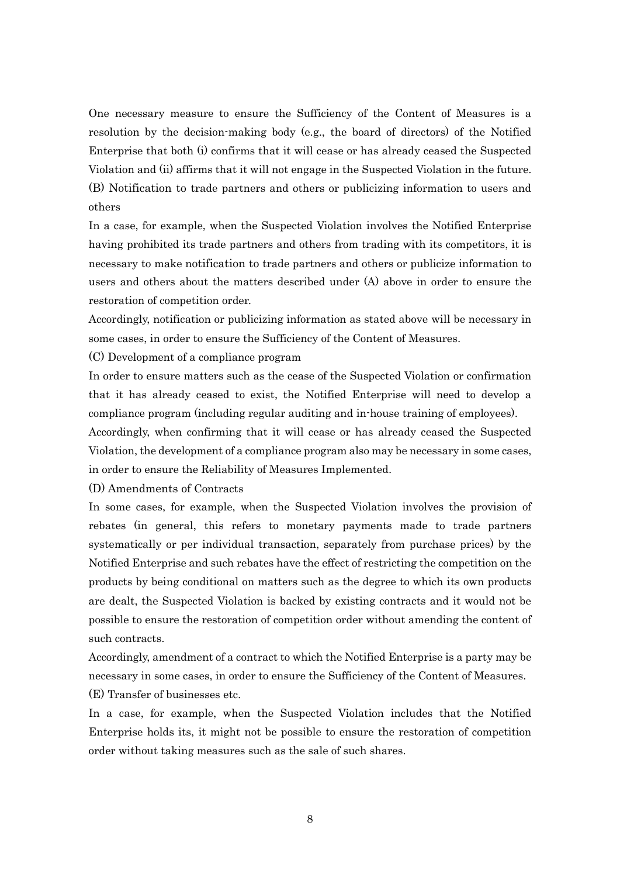One necessary measure to ensure the Sufficiency of the Content of Measures is a resolution by the decision-making body (e.g., the board of directors) of the Notified Enterprise that both (i) confirms that it will cease or has already ceased the Suspected Violation and (ii) affirms that it will not engage in the Suspected Violation in the future.

(B) Notification to trade partners and others or publicizing information to users and others

In a case, for example, when the Suspected Violation involves the Notified Enterprise having prohibited its trade partners and others from trading with its competitors, it is necessary to make notification to trade partners and others or publicize information to users and others about the matters described under (A) above in order to ensure the restoration of competition order.

Accordingly, notification or publicizing information as stated above will be necessary in some cases, in order to ensure the Sufficiency of the Content of Measures.

(C) Development of a compliance program

In order to ensure matters such as the cease of the Suspected Violation or confirmation that it has already ceased to exist, the Notified Enterprise will need to develop a compliance program (including regular auditing and in-house training of employees).

Accordingly, when confirming that it will cease or has already ceased the Suspected Violation, the development of a compliance program also may be necessary in some cases, in order to ensure the Reliability of Measures Implemented.

(D) Amendments of Contracts

In some cases, for example, when the Suspected Violation involves the provision of rebates (in general, this refers to monetary payments made to trade partners systematically or per individual transaction, separately from purchase prices) by the Notified Enterprise and such rebates have the effect of restricting the competition on the products by being conditional on matters such as the degree to which its own products are dealt, the Suspected Violation is backed by existing contracts and it would not be possible to ensure the restoration of competition order without amending the content of such contracts.

Accordingly, amendment of a contract to which the Notified Enterprise is a party may be necessary in some cases, in order to ensure the Sufficiency of the Content of Measures.

(E) Transfer of businesses etc.

In a case, for example, when the Suspected Violation includes that the Notified Enterprise holds its, it might not be possible to ensure the restoration of competition order without taking measures such as the sale of such shares.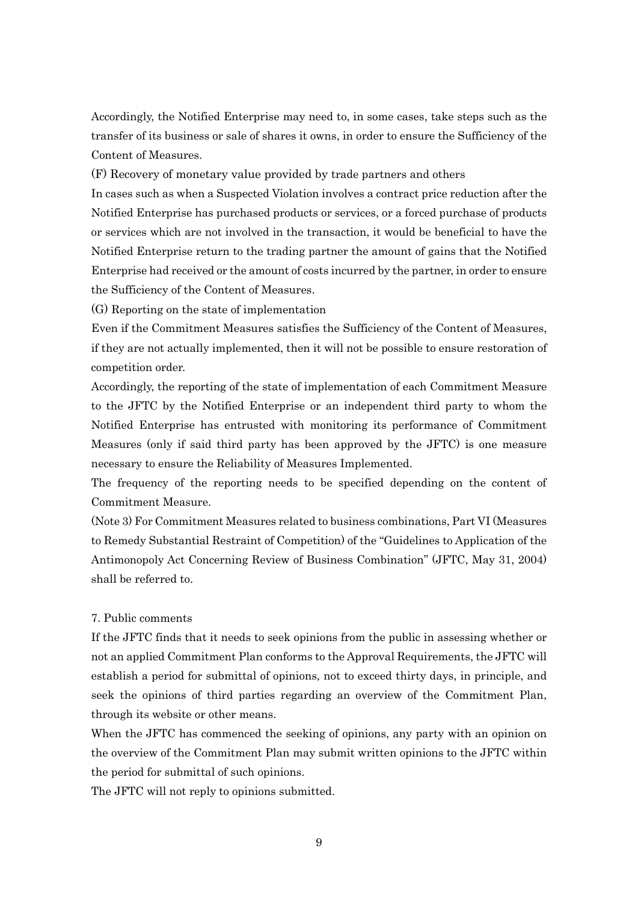Accordingly, the Notified Enterprise may need to, in some cases, take steps such as the transfer of its business or sale of shares it owns, in order to ensure the Sufficiency of the Content of Measures.

(F) Recovery of monetary value provided by trade partners and others

In cases such as when a Suspected Violation involves a contract price reduction after the Notified Enterprise has purchased products or services, or a forced purchase of products or services which are not involved in the transaction, it would be beneficial to have the Notified Enterprise return to the trading partner the amount of gains that the Notified Enterprise had received or the amount of costs incurred by the partner, in order to ensure the Sufficiency of the Content of Measures.

(G) Reporting on the state of implementation

Even if the Commitment Measures satisfies the Sufficiency of the Content of Measures, if they are not actually implemented, then it will not be possible to ensure restoration of competition order.

Accordingly, the reporting of the state of implementation of each Commitment Measure to the JFTC by the Notified Enterprise or an independent third party to whom the Notified Enterprise has entrusted with monitoring its performance of Commitment Measures (only if said third party has been approved by the JFTC) is one measure necessary to ensure the Reliability of Measures Implemented.

The frequency of the reporting needs to be specified depending on the content of Commitment Measure.

(Note 3) For Commitment Measures related to business combinations, Part VI (Measures to Remedy Substantial Restraint of Competition) of the "Guidelines to Application of the Antimonopoly Act Concerning Review of Business Combination" (JFTC, May 31, 2004) shall be referred to.

## 7. Public comments

If the JFTC finds that it needs to seek opinions from the public in assessing whether or not an applied Commitment Plan conforms to the Approval Requirements, the JFTC will establish a period for submittal of opinions, not to exceed thirty days, in principle, and seek the opinions of third parties regarding an overview of the Commitment Plan, through its website or other means.

When the JFTC has commenced the seeking of opinions, any party with an opinion on the overview of the Commitment Plan may submit written opinions to the JFTC within the period for submittal of such opinions.

The JFTC will not reply to opinions submitted.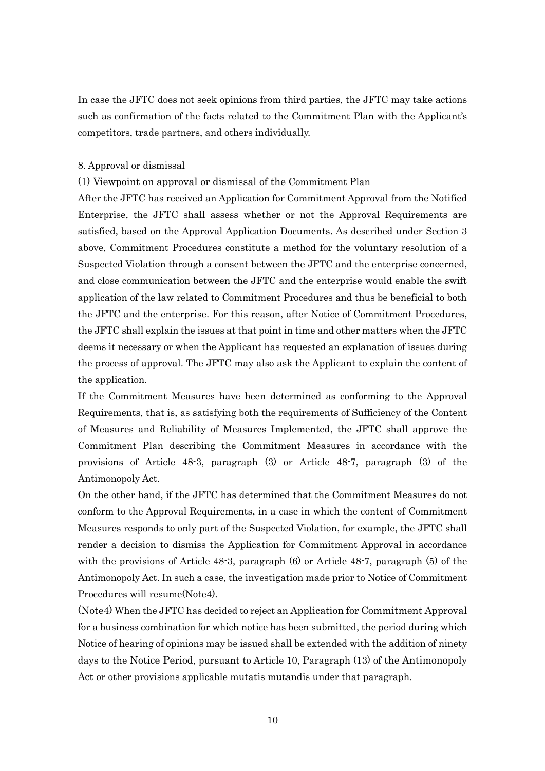In case the JFTC does not seek opinions from third parties, the JFTC may take actions such as confirmation of the facts related to the Commitment Plan with the Applicant's competitors, trade partners, and others individually.

## 8. Approval or dismissal

### (1) Viewpoint on approval or dismissal of the Commitment Plan

After the JFTC has received an Application for Commitment Approval from the Notified Enterprise, the JFTC shall assess whether or not the Approval Requirements are satisfied, based on the Approval Application Documents. As described under Section 3 above, Commitment Procedures constitute a method for the voluntary resolution of a Suspected Violation through a consent between the JFTC and the enterprise concerned, and close communication between the JFTC and the enterprise would enable the swift application of the law related to Commitment Procedures and thus be beneficial to both the JFTC and the enterprise. For this reason, after Notice of Commitment Procedures, the JFTC shall explain the issues at that point in time and other matters when the JFTC deems it necessary or when the Applicant has requested an explanation of issues during the process of approval. The JFTC may also ask the Applicant to explain the content of the application.

If the Commitment Measures have been determined as conforming to the Approval Requirements, that is, as satisfying both the requirements of Sufficiency of the Content of Measures and Reliability of Measures Implemented, the JFTC shall approve the Commitment Plan describing the Commitment Measures in accordance with the provisions of Article 48-3, paragraph (3) or Article 48-7, paragraph (3) of the Antimonopoly Act.

On the other hand, if the JFTC has determined that the Commitment Measures do not conform to the Approval Requirements, in a case in which the content of Commitment Measures responds to only part of the Suspected Violation, for example, the JFTC shall render a decision to dismiss the Application for Commitment Approval in accordance with the provisions of Article 48-3, paragraph (6) or Article 48-7, paragraph (5) of the Antimonopoly Act. In such a case, the investigation made prior to Notice of Commitment Procedures will resume(Note4).

(Note4) When the JFTC has decided to reject an Application for Commitment Approval for a business combination for which notice has been submitted, the period during which Notice of hearing of opinions may be issued shall be extended with the addition of ninety days to the Notice Period, pursuant to Article 10, Paragraph (13) of the Antimonopoly Act or other provisions applicable mutatis mutandis under that paragraph.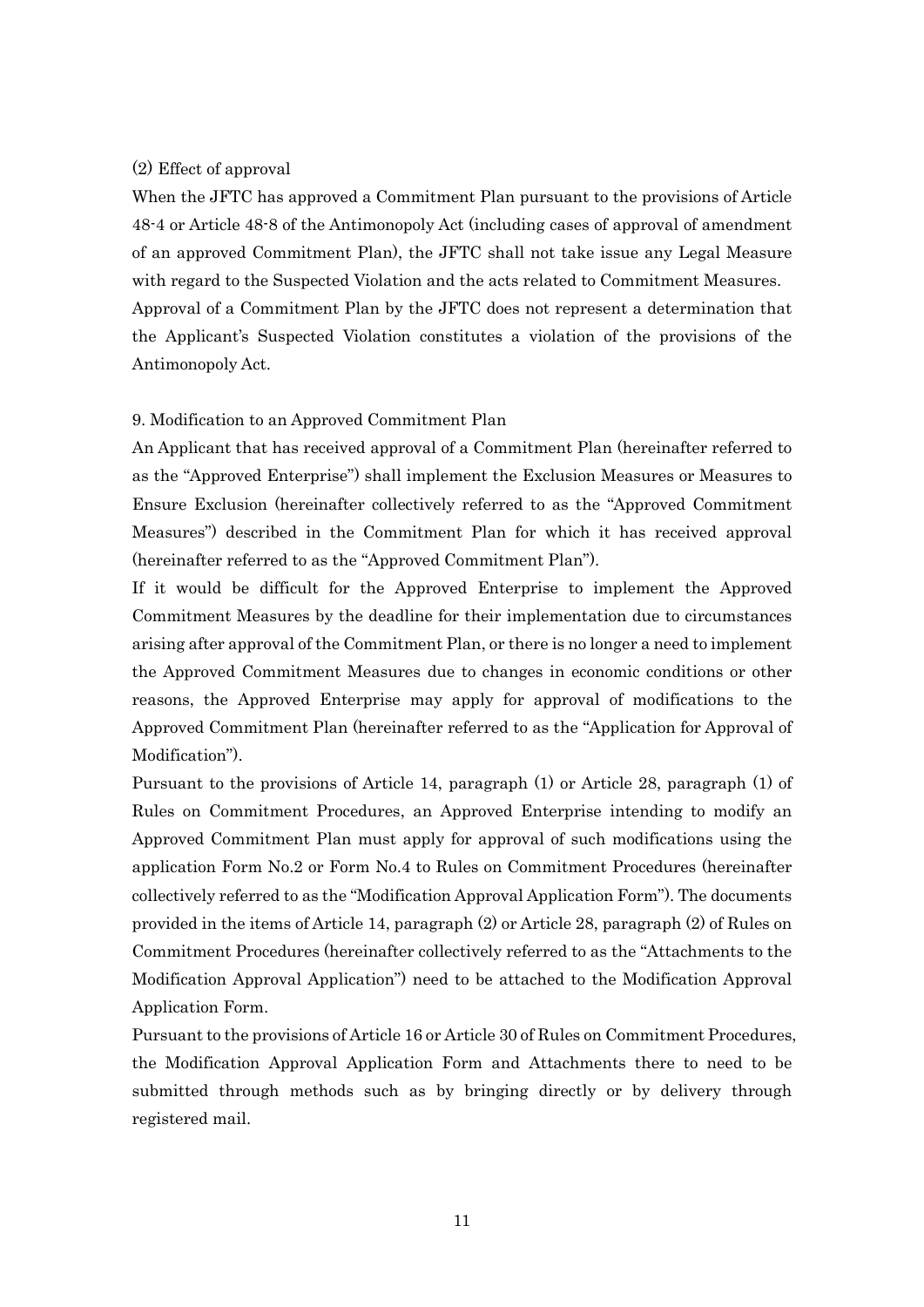(2) Effect of approval

When the JFTC has approved a Commitment Plan pursuant to the provisions of Article 48-4 or Article 48-8 of the Antimonopoly Act (including cases of approval of amendment of an approved Commitment Plan), the JFTC shall not take issue any Legal Measure with regard to the Suspected Violation and the acts related to Commitment Measures. Approval of a Commitment Plan by the JFTC does not represent a determination that the Applicant's Suspected Violation constitutes a violation of the provisions of the Antimonopoly Act.

## 9. Modification to an Approved Commitment Plan

An Applicant that has received approval of a Commitment Plan (hereinafter referred to as the "Approved Enterprise") shall implement the Exclusion Measures or Measures to Ensure Exclusion (hereinafter collectively referred to as the "Approved Commitment Measures") described in the Commitment Plan for which it has received approval (hereinafter referred to as the "Approved Commitment Plan").

If it would be difficult for the Approved Enterprise to implement the Approved Commitment Measures by the deadline for their implementation due to circumstances arising after approval of the Commitment Plan, or there is no longer a need to implement the Approved Commitment Measures due to changes in economic conditions or other reasons, the Approved Enterprise may apply for approval of modifications to the Approved Commitment Plan (hereinafter referred to as the "Application for Approval of Modification").

Pursuant to the provisions of Article 14, paragraph (1) or Article 28, paragraph (1) of Rules on Commitment Procedures, an Approved Enterprise intending to modify an Approved Commitment Plan must apply for approval of such modifications using the application Form No.2 or Form No.4 to Rules on Commitment Procedures (hereinafter collectively referred to as the "Modification Approval Application Form"). The documents provided in the items of Article 14, paragraph (2) or Article 28, paragraph (2) of Rules on Commitment Procedures (hereinafter collectively referred to as the "Attachments to the Modification Approval Application") need to be attached to the Modification Approval Application Form.

Pursuant to the provisions of Article 16 or Article 30 of Rules on Commitment Procedures, the Modification Approval Application Form and Attachments there to need to be submitted through methods such as by bringing directly or by delivery through registered mail.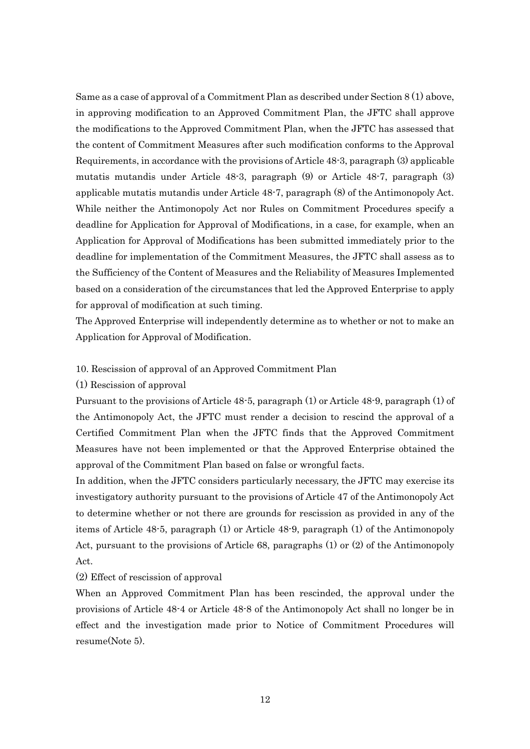Same as a case of approval of a Commitment Plan as described under Section 8 (1) above, in approving modification to an Approved Commitment Plan, the JFTC shall approve the modifications to the Approved Commitment Plan, when the JFTC has assessed that the content of Commitment Measures after such modification conforms to the Approval Requirements, in accordance with the provisions of Article 48-3, paragraph (3) applicable mutatis mutandis under Article 48-3, paragraph (9) or Article 48-7, paragraph (3) applicable mutatis mutandis under Article 48-7, paragraph (8) of the Antimonopoly Act. While neither the Antimonopoly Act nor Rules on Commitment Procedures specify a deadline for Application for Approval of Modifications, in a case, for example, when an Application for Approval of Modifications has been submitted immediately prior to the deadline for implementation of the Commitment Measures, the JFTC shall assess as to the Sufficiency of the Content of Measures and the Reliability of Measures Implemented based on a consideration of the circumstances that led the Approved Enterprise to apply for approval of modification at such timing.

The Approved Enterprise will independently determine as to whether or not to make an Application for Approval of Modification.

## 10. Rescission of approval of an Approved Commitment Plan

### (1) Rescission of approval

Pursuant to the provisions of Article 48-5, paragraph (1) or Article 48-9, paragraph (1) of the Antimonopoly Act, the JFTC must render a decision to rescind the approval of a Certified Commitment Plan when the JFTC finds that the Approved Commitment Measures have not been implemented or that the Approved Enterprise obtained the approval of the Commitment Plan based on false or wrongful facts.

In addition, when the JFTC considers particularly necessary, the JFTC may exercise its investigatory authority pursuant to the provisions of Article 47 of the Antimonopoly Act to determine whether or not there are grounds for rescission as provided in any of the items of Article 48-5, paragraph (1) or Article 48-9, paragraph (1) of the Antimonopoly Act, pursuant to the provisions of Article 68, paragraphs (1) or (2) of the Antimonopoly Act.

### (2) Effect of rescission of approval

When an Approved Commitment Plan has been rescinded, the approval under the provisions of Article 48-4 or Article 48-8 of the Antimonopoly Act shall no longer be in effect and the investigation made prior to Notice of Commitment Procedures will resume(Note 5).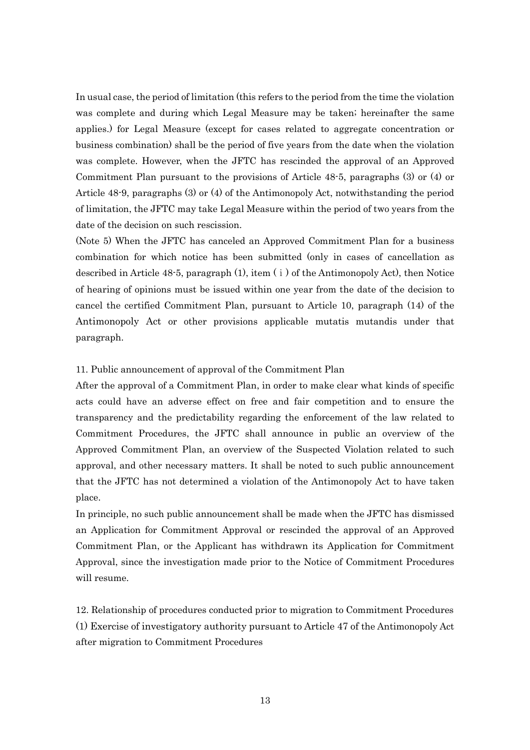In usual case, the period of limitation (this refers to the period from the time the violation was complete and during which Legal Measure may be taken; hereinafter the same applies.) for Legal Measure (except for cases related to aggregate concentration or business combination) shall be the period of five years from the date when the violation was complete. However, when the JFTC has rescinded the approval of an Approved Commitment Plan pursuant to the provisions of Article 48-5, paragraphs (3) or (4) or Article 48-9, paragraphs (3) or (4) of the Antimonopoly Act, notwithstanding the period of limitation, the JFTC may take Legal Measure within the period of two years from the date of the decision on such rescission.

(Note 5) When the JFTC has canceled an Approved Commitment Plan for a business combination for which notice has been submitted (only in cases of cancellation as described in Article 48-5, paragraph (1), item ( i ) of the Antimonopoly Act), then Notice of hearing of opinions must be issued within one year from the date of the decision to cancel the certified Commitment Plan, pursuant to Article 10, paragraph (14) of the Antimonopoly Act or other provisions applicable mutatis mutandis under that paragraph.

## 11. Public announcement of approval of the Commitment Plan

After the approval of a Commitment Plan, in order to make clear what kinds of specific acts could have an adverse effect on free and fair competition and to ensure the transparency and the predictability regarding the enforcement of the law related to Commitment Procedures, the JFTC shall announce in public an overview of the Approved Commitment Plan, an overview of the Suspected Violation related to such approval, and other necessary matters. It shall be noted to such public announcement that the JFTC has not determined a violation of the Antimonopoly Act to have taken place.

In principle, no such public announcement shall be made when the JFTC has dismissed an Application for Commitment Approval or rescinded the approval of an Approved Commitment Plan, or the Applicant has withdrawn its Application for Commitment Approval, since the investigation made prior to the Notice of Commitment Procedures will resume.

## 12. Relationship of procedures conducted prior to migration to Commitment Procedures

### (1) Exercise of investigatory authority pursuant to Article 47 of the Antimonopoly Act after migration to Commitment Procedures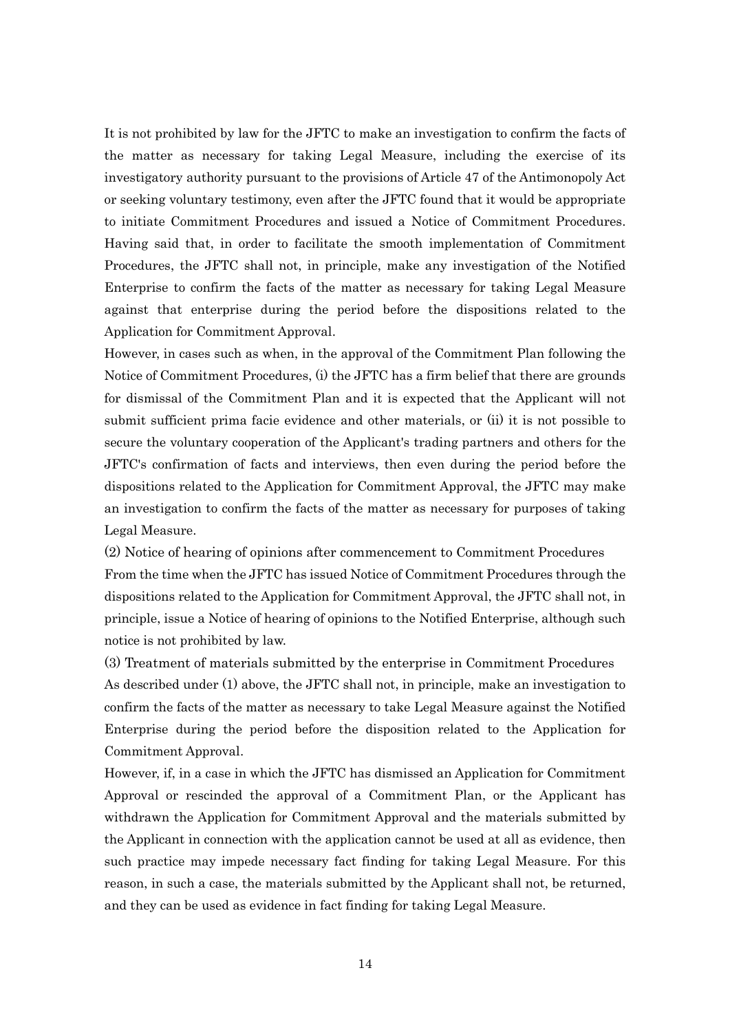It is not prohibited by law for the JFTC to make an investigation to confirm the facts of the matter as necessary for taking Legal Measure, including the exercise of its investigatory authority pursuant to the provisions of Article 47 of the Antimonopoly Act or seeking voluntary testimony, even after the JFTC found that it would be appropriate to initiate Commitment Procedures and issued a Notice of Commitment Procedures. Having said that, in order to facilitate the smooth implementation of Commitment Procedures, the JFTC shall not, in principle, make any investigation of the Notified Enterprise to confirm the facts of the matter as necessary for taking Legal Measure against that enterprise during the period before the dispositions related to the Application for Commitment Approval.

However, in cases such as when, in the approval of the Commitment Plan following the Notice of Commitment Procedures, (i) the JFTC has a firm belief that there are grounds for dismissal of the Commitment Plan and it is expected that the Applicant will not submit sufficient prima facie evidence and other materials, or (ii) it is not possible to secure the voluntary cooperation of the Applicant's trading partners and others for the JFTC's confirmation of facts and interviews, then even during the period before the dispositions related to the Application for Commitment Approval, the JFTC may make an investigation to confirm the facts of the matter as necessary for purposes of taking Legal Measure.

(2) Notice of hearing of opinions after commencement to Commitment Procedures

From the time when the JFTC has issued Notice of Commitment Procedures through the dispositions related to the Application for Commitment Approval, the JFTC shall not, in principle, issue a Notice of hearing of opinions to the Notified Enterprise, although such notice is not prohibited by law.

(3) Treatment of materials submitted by the enterprise in Commitment Procedures

As described under (1) above, the JFTC shall not, in principle, make an investigation to confirm the facts of the matter as necessary to take Legal Measure against the Notified Enterprise during the period before the disposition related to the Application for Commitment Approval.

However, if, in a case in which the JFTC has dismissed an Application for Commitment Approval or rescinded the approval of a Commitment Plan, or the Applicant has withdrawn the Application for Commitment Approval and the materials submitted by the Applicant in connection with the application cannot be used at all as evidence, then such practice may impede necessary fact finding for taking Legal Measure. For this reason, in such a case, the materials submitted by the Applicant shall not, be returned, and they can be used as evidence in fact finding for taking Legal Measure.